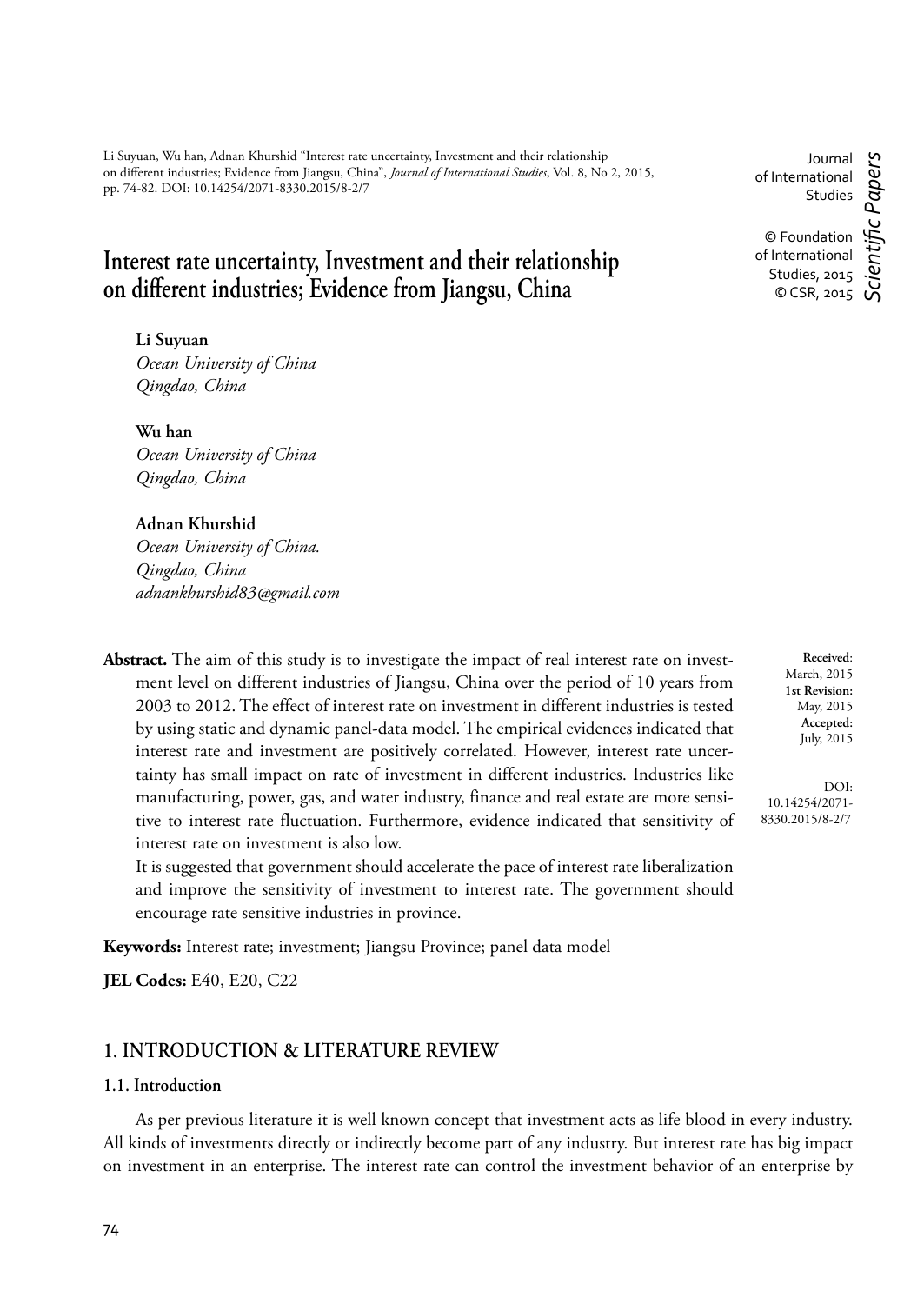Li Suyuan, Wu han, Adnan Khurshid "Interest rate uncertainty, Investment and their relationship on different industries; Evidence from Jiangsu, China", *Journal of International Studies*, Vol. 8, No 2, 2015, pp. 74-82. DOI: 10.14254/2071-8330.2015/8-2/7

Journal of International Studies

© Foundation of International Studies, 2015
© CSR, 2015

*Scientific Papers*

# Interest rate uncertainty, Investment and their relationship on different industries; Evidence from Jiangsu, China

**Li Suyuan**
*Ocean University of China*
*Qingdao, China*

**Wu han**
*Ocean University of China*
*Qingdao, China*

**Adnan Khurshid**
*Ocean University of China.*
*Qingdao, China*
*adnankhurshid83@gmail.com*

**Received**: March, 2015
**1st Revision:** May, 2015
**Accepted:** July, 2015

DOI: 10.14254/2071-8330.2015/8-2/7

**Abstract.** The aim of this study is to investigate the impact of real interest rate on investment level on different industries of Jiangsu, China over the period of 10 years from 2003 to 2012. The effect of interest rate on investment in different industries is tested by using static and dynamic panel-data model. The empirical evidences indicated that interest rate and investment are positively correlated. However, interest rate uncertainty has small impact on rate of investment in different industries. Industries like manufacturing, power, gas, and water industry, finance and real estate are more sensitive to interest rate fluctuation. Furthermore, evidence indicated that sensitivity of interest rate on investment is also low.

It is suggested that government should accelerate the pace of interest rate liberalization and improve the sensitivity of investment to interest rate. The government should encourage rate sensitive industries in province.

**Keywords:** Interest rate; investment; Jiangsu Province; panel data model

**JEL Codes:** E40, E20, C22

## 1. INTRODUCTION & LITERATURE REVIEW

### 1.1. Introduction

As per previous literature it is well known concept that investment acts as life blood in every industry. All kinds of investments directly or indirectly become part of any industry. But interest rate has big impact on investment in an enterprise. The interest rate can control the investment behavior of an enterprise by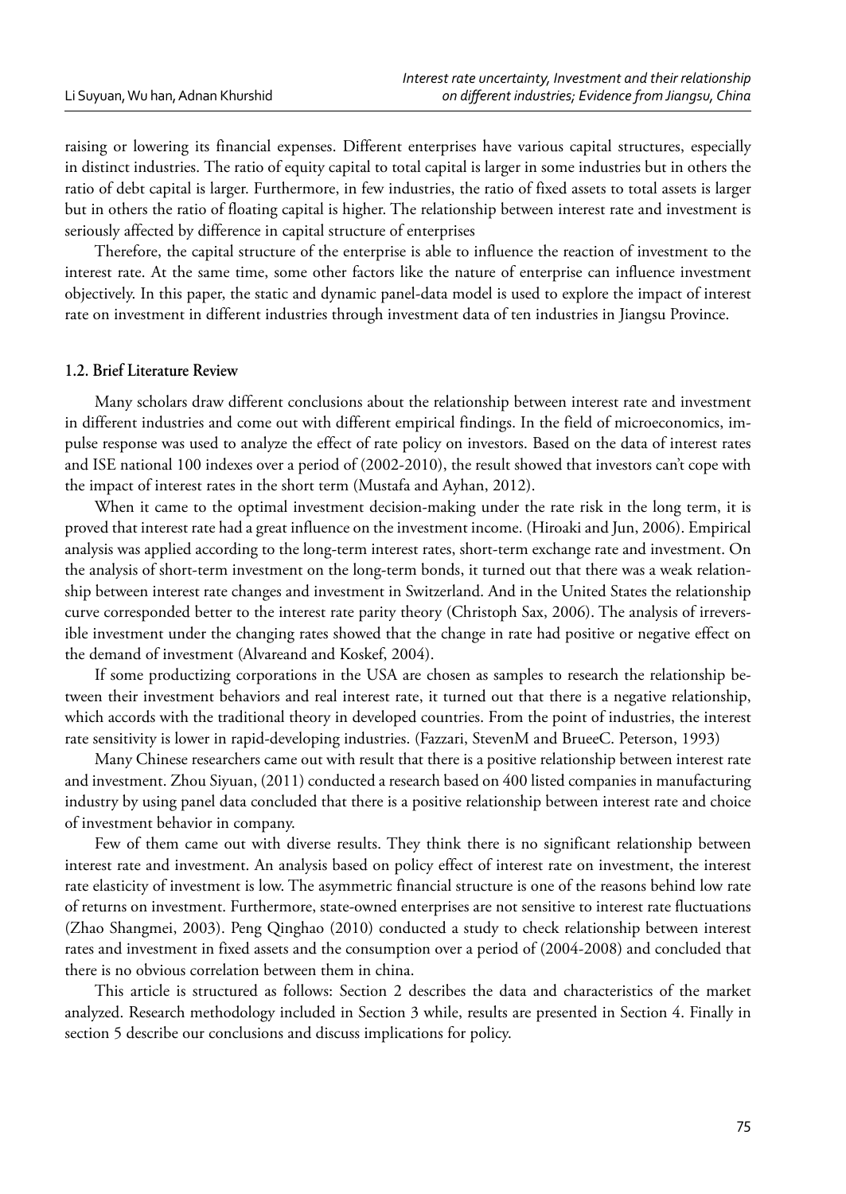raising or lowering its financial expenses. Different enterprises have various capital structures, especially in distinct industries. The ratio of equity capital to total capital is larger in some industries but in others the ratio of debt capital is larger. Furthermore, in few industries, the ratio of fixed assets to total assets is larger but in others the ratio of floating capital is higher. The relationship between interest rate and investment is seriously affected by difference in capital structure of enterprises

Therefore, the capital structure of the enterprise is able to influence the reaction of investment to the interest rate. At the same time, some other factors like the nature of enterprise can influence investment objectively. In this paper, the static and dynamic panel-data model is used to explore the impact of interest rate on investment in different industries through investment data of ten industries in Jiangsu Province.

### 1.2. Brief Literature Review

Many scholars draw different conclusions about the relationship between interest rate and investment in different industries and come out with different empirical findings. In the field of microeconomics, impulse response was used to analyze the effect of rate policy on investors. Based on the data of interest rates and ISE national 100 indexes over a period of (2002-2010), the result showed that investors can't cope with the impact of interest rates in the short term (Mustafa and Ayhan, 2012).

When it came to the optimal investment decision-making under the rate risk in the long term, it is proved that interest rate had a great influence on the investment income. (Hiroaki and Jun, 2006). Empirical analysis was applied according to the long-term interest rates, short-term exchange rate and investment. On the analysis of short-term investment on the long-term bonds, it turned out that there was a weak relationship between interest rate changes and investment in Switzerland. And in the United States the relationship curve corresponded better to the interest rate parity theory (Christoph Sax, 2006). The analysis of irreversible investment under the changing rates showed that the change in rate had positive or negative effect on the demand of investment (Alvareand and Koskef, 2004).

If some productizing corporations in the USA are chosen as samples to research the relationship between their investment behaviors and real interest rate, it turned out that there is a negative relationship, which accords with the traditional theory in developed countries. From the point of industries, the interest rate sensitivity is lower in rapid-developing industries. (Fazzari, StevenM and BrueeC. Peterson, 1993)

Many Chinese researchers came out with result that there is a positive relationship between interest rate and investment. Zhou Siyuan, (2011) conducted a research based on 400 listed companies in manufacturing industry by using panel data concluded that there is a positive relationship between interest rate and choice of investment behavior in company.

Few of them came out with diverse results. They think there is no significant relationship between interest rate and investment. An analysis based on policy effect of interest rate on investment, the interest rate elasticity of investment is low. The asymmetric financial structure is one of the reasons behind low rate of returns on investment. Furthermore, state-owned enterprises are not sensitive to interest rate fluctuations (Zhao Shangmei, 2003). Peng Qinghao (2010) conducted a study to check relationship between interest rates and investment in fixed assets and the consumption over a period of (2004-2008) and concluded that there is no obvious correlation between them in china.

This article is structured as follows: Section 2 describes the data and characteristics of the market analyzed. Research methodology included in Section 3 while, results are presented in Section 4. Finally in section 5 describe our conclusions and discuss implications for policy.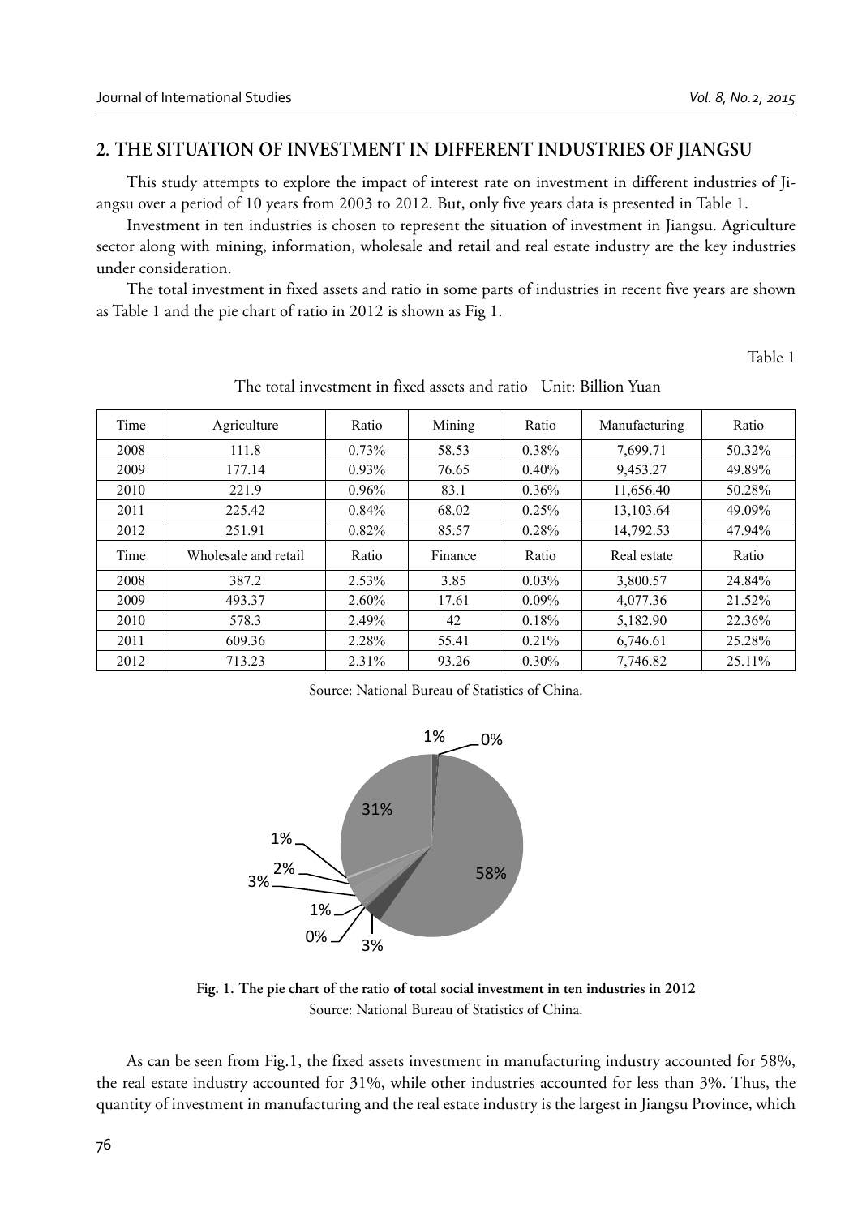## 2. THE SITUATION OF INVESTMENT IN DIFFERENT INDUSTRIES OF JIANGSU

This study attempts to explore the impact of interest rate on investment in different industries of Jiangsu over a period of 10 years from 2003 to 2012. But, only five years data is presented in Table 1.

Investment in ten industries is chosen to represent the situation of investment in Jiangsu. Agriculture sector along with mining, information, wholesale and retail and real estate industry are the key industries under consideration.

The total investment in fixed assets and ratio in some parts of industries in recent five years are shown as Table 1 and the pie chart of ratio in 2012 is shown as Fig 1.

Table 1

The total investment in fixed assets and ratio Unit: Billion Yuan

| Time | Agriculture | Ratio | Mining | Ratio | Manufacturing | Ratio |
|---|---|---|---|---|---|---|
| 2008 | 111.8 | 0.73% | 58.53 | 0.38% | 7,699.71 | 50.32% |
| 2009 | 177.14 | 0.93% | 76.65 | 0.40% | 9,453.27 | 49.89% |
| 2010 | 221.9 | 0.96% | 83.1 | 0.36% | 11,656.40 | 50.28% |
| 2011 | 225.42 | 0.84% | 68.02 | 0.25% | 13,103.64 | 49.09% |
| 2012 | 251.91 | 0.82% | 85.57 | 0.28% | 14,792.53 | 47.94% |
| Time | Wholesale and retail | Ratio | Finance | Ratio | Real estate | Ratio |
| 2008 | 387.2 | 2.53% | 3.85 | 0.03% | 3,800.57 | 24.84% |
| 2009 | 493.37 | 2.60% | 17.61 | 0.09% | 4,077.36 | 21.52% |
| 2010 | 578.3 | 2.49% | 42 | 0.18% | 5,182.90 | 22.36% |
| 2011 | 609.36 | 2.28% | 55.41 | 0.21% | 6,746.61 | 25.28% |
| 2012 | 713.23 | 2.31% | 93.26 | 0.30% | 7,746.82 | 25.11% |

Source: National Bureau of Statistics of China.

**Fig. 1. The pie chart of the ratio of total social investment in ten industries in 2012**

Source: National Bureau of Statistics of China.

As can be seen from Fig.1, the fixed assets investment in manufacturing industry accounted for 58%, the real estate industry accounted for 31%, while other industries accounted for less than 3%. Thus, the quantity of investment in manufacturing and the real estate industry is the largest in Jiangsu Province, which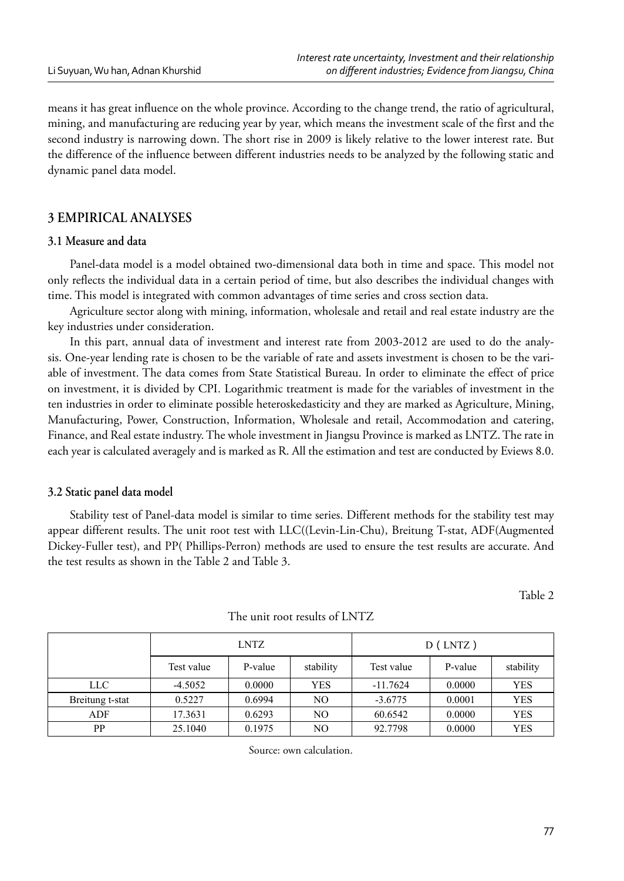means it has great influence on the whole province. According to the change trend, the ratio of agricultural, mining, and manufacturing are reducing year by year, which means the investment scale of the first and the second industry is narrowing down. The short rise in 2009 is likely relative to the lower interest rate. But the difference of the influence between different industries needs to be analyzed by the following static and dynamic panel data model.

## 3 EMPIRICAL ANALYSES

### 3.1 Measure and data

Panel-data model is a model obtained two-dimensional data both in time and space. This model not only reflects the individual data in a certain period of time, but also describes the individual changes with time. This model is integrated with common advantages of time series and cross section data.

Agriculture sector along with mining, information, wholesale and retail and real estate industry are the key industries under consideration.

In this part, annual data of investment and interest rate from 2003-2012 are used to do the analysis. One-year lending rate is chosen to be the variable of rate and assets investment is chosen to be the variable of investment. The data comes from State Statistical Bureau. In order to eliminate the effect of price on investment, it is divided by CPI. Logarithmic treatment is made for the variables of investment in the ten industries in order to eliminate possible heteroskedasticity and they are marked as Agriculture, Mining, Manufacturing, Power, Construction, Information, Wholesale and retail, Accommodation and catering, Finance, and Real estate industry. The whole investment in Jiangsu Province is marked as LNTZ. The rate in each year is calculated averagely and is marked as R. All the estimation and test are conducted by Eviews 8.0.

### 3.2 Static panel data model

Stability test of Panel-data model is similar to time series. Different methods for the stability test may appear different results. The unit root test with LLC((Levin-Lin-Chu), Breitung T-stat, ADF(Augmented Dickey-Fuller test), and PP( Phillips-Perron) methods are used to ensure the test results are accurate. And the test results as shown in the Table 2 and Table 3.

Table 2

The unit root results of LNTZ

| | LNTZ | | | D ( LNTZ ) | | |
|---|---|---|---|---|---|---|
| | Test value | P-value | stability | Test value | P-value | stability |
| LLC | -4.5052 | 0.0000 | YES | -11.7624 | 0.0000 | YES |
| Breitung t-stat | 0.5227 | 0.6994 | NO | -3.6775 | 0.0001 | YES |
| ADF | 17.3631 | 0.6293 | NO | 60.6542 | 0.0000 | YES |
| PP | 25.1040 | 0.1975 | NO | 92.7798 | 0.0000 | YES |

Source: own calculation.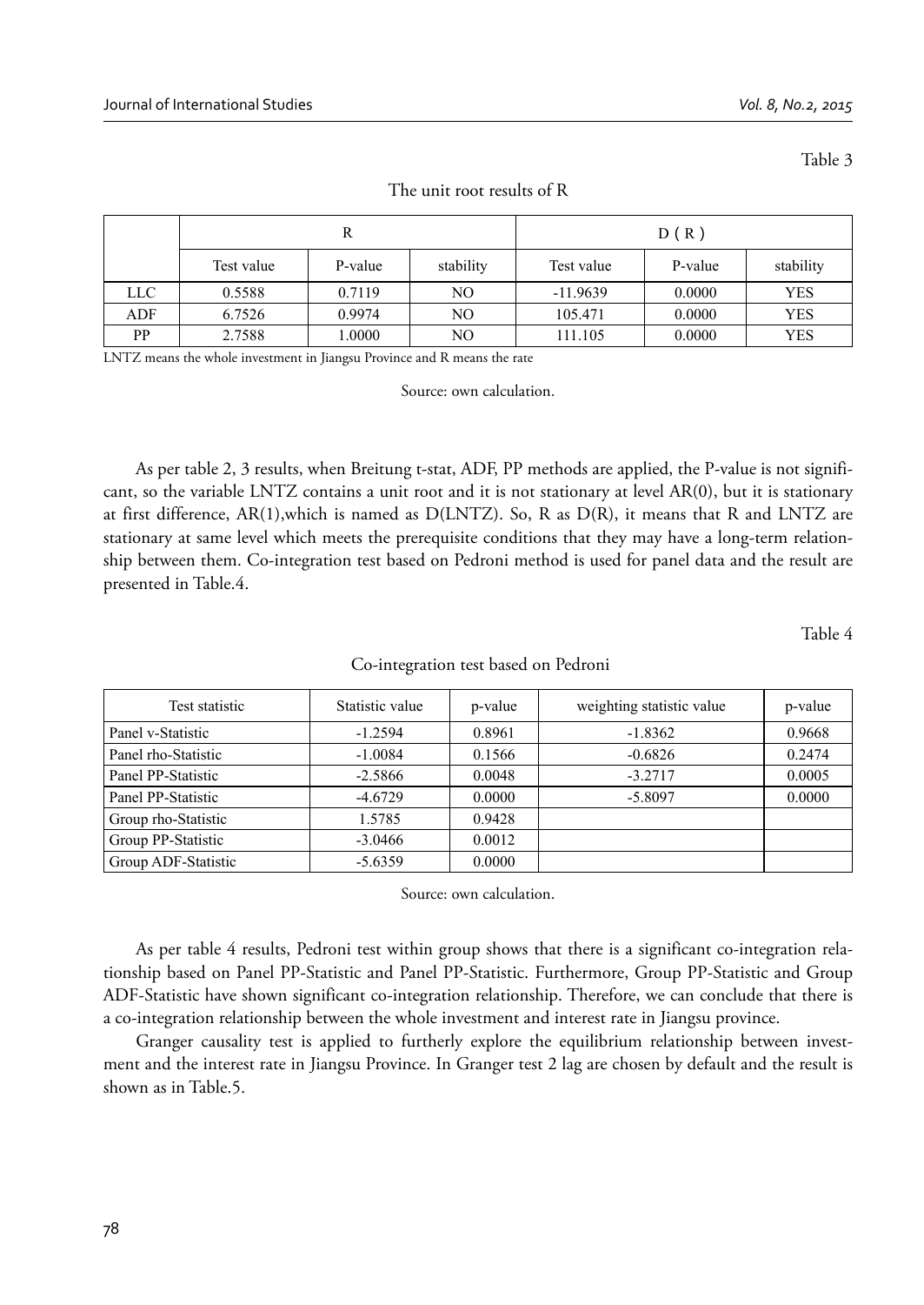Table 3

The unit root results of R

| | R | | | D ( R ) | | |
|---|---|---|---|---|---|---|
| | Test value | P-value | stability | Test value | P-value | stability |
| LLC | 0.5588 | 0.7119 | NO | -11.9639 | 0.0000 | YES |
| ADF | 6.7526 | 0.9974 | NO | 105.471 | 0.0000 | YES |
| PP | 2.7588 | 1.0000 | NO | 111.105 | 0.0000 | YES |

LNTZ means the whole investment in Jiangsu Province and R means the rate

Source: own calculation.

As per table 2, 3 results, when Breitung t-stat, ADF, PP methods are applied, the P-value is not significant, so the variable LNTZ contains a unit root and it is not stationary at level AR(0), but it is stationary at first difference, AR(1),which is named as D(LNTZ). So, R as D(R), it means that R and LNTZ are stationary at same level which meets the prerequisite conditions that they may have a long-term relationship between them. Co-integration test based on Pedroni method is used for panel data and the result are presented in Table.4.

Table 4

Co-integration test based on Pedroni

| Test statistic | Statistic value | p-value | weighting statistic value | p-value |
|---|---|---|---|---|
| Panel v-Statistic | -1.2594 | 0.8961 | -1.8362 | 0.9668 |
| Panel rho-Statistic | -1.0084 | 0.1566 | -0.6826 | 0.2474 |
| Panel PP-Statistic | -2.5866 | 0.0048 | -3.2717 | 0.0005 |
| Panel PP-Statistic | -4.6729 | 0.0000 | -5.8097 | 0.0000 |
| Group rho-Statistic | 1.5785 | 0.9428 | | |
| Group PP-Statistic | -3.0466 | 0.0012 | | |
| Group ADF-Statistic | -5.6359 | 0.0000 | | |

Source: own calculation.

As per table 4 results, Pedroni test within group shows that there is a significant co-integration relationship based on Panel PP-Statistic and Panel PP-Statistic. Furthermore, Group PP-Statistic and Group ADF-Statistic have shown significant co-integration relationship. Therefore, we can conclude that there is a co-integration relationship between the whole investment and interest rate in Jiangsu province.

Granger causality test is applied to furtherly explore the equilibrium relationship between investment and the interest rate in Jiangsu Province. In Granger test 2 lag are chosen by default and the result is shown as in Table.5.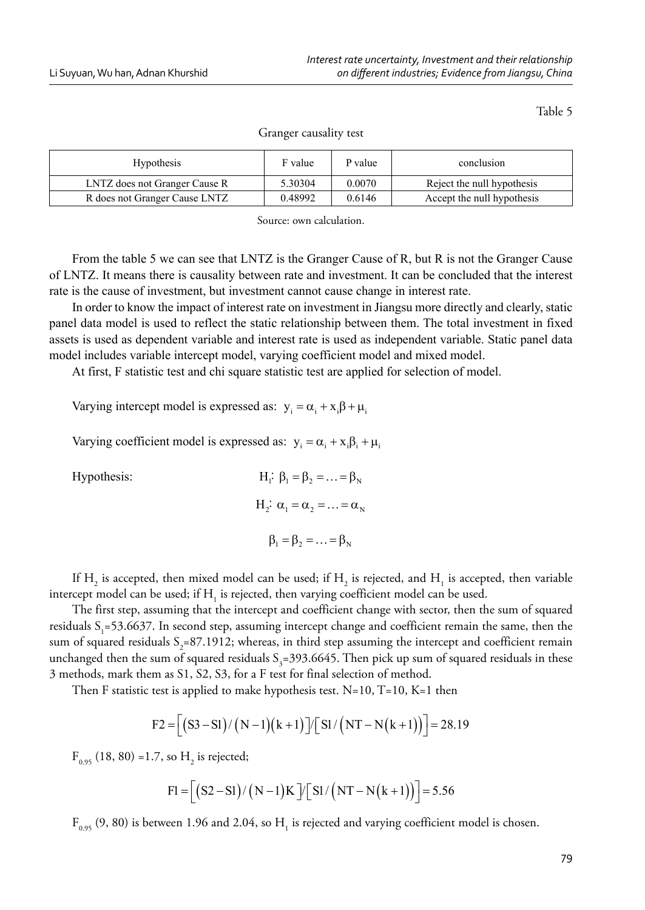Table 5

Granger causality test

| Hypothesis | F value | P value | conclusion |
|---|---|---|---|
| LNTZ does not Granger Cause R | 5.30304 | 0.0070 | Reject the null hypothesis |
| R does not Granger Cause LNTZ | 0.48992 | 0.6146 | Accept the null hypothesis |

Source: own calculation.

From the table 5 we can see that LNTZ is the Granger Cause of R, but R is not the Granger Cause of LNTZ. It means there is causality between rate and investment. It can be concluded that the interest rate is the cause of investment, but investment cannot cause change in interest rate.

In order to know the impact of interest rate on investment in Jiangsu more directly and clearly, static panel data model is used to reflect the static relationship between them. The total investment in fixed assets is used as dependent variable and interest rate is used as independent variable. Static panel data model includes variable intercept model, varying coefficient model and mixed model.

At first, F statistic test and chi square statistic test are applied for selection of model.

Varying intercept model is expressed as: $y_i = \alpha_i + x_i\beta + \mu_i$

Varying coefficient model is expressed as: $y_i = \alpha_i + x_i\beta_i + \mu_i$

Hypothesis:

$$H_1\text{: } \beta_1 = \beta_2 = \ldots = \beta_N$$

$$H_2\text{: } \alpha_1 = \alpha_2 = \ldots = \alpha_N$$

$$\beta_1 = \beta_2 = \ldots = \beta_N$$

If $H_2$ is accepted, then mixed model can be used; if $H_2$ is rejected, and $H_1$ is accepted, then variable intercept model can be used; if $H_1$ is rejected, then varying coefficient model can be used.

The first step, assuming that the intercept and coefficient change with sector, then the sum of squared residuals $S_1$=53.6637. In second step, assuming intercept change and coefficient remain the same, then the sum of squared residuals $S_2$=87.1912; whereas, in third step assuming the intercept and coefficient remain unchanged then the sum of squared residuals $S_3$=393.6645. Then pick up sum of squared residuals in these 3 methods, mark them as S1, S2, S3, for a F test for final selection of method.

Then F statistic test is applied to make hypothesis test. N=10, T=10, K=1 then

$$F2 = \left[ \left( S3 - S1 \right) / \left( N - 1 \right)\left( k + 1 \right) \right] / \left[ S1 / \left( NT - N\left( k + 1 \right) \right) \right] = 28.19$$

$F_{0.95}$ (18, 80) =1.7, so $H_2$ is rejected;

$$F1 = \left[ \left( S2 - S1 \right) / \left( N - 1 \right) K \right] / \left[ S1 / \left( NT - N\left( k + 1 \right) \right) \right] = 5.56$$

$F_{0.95}$ (9, 80) is between 1.96 and 2.04, so $H_1$ is rejected and varying coefficient model is chosen.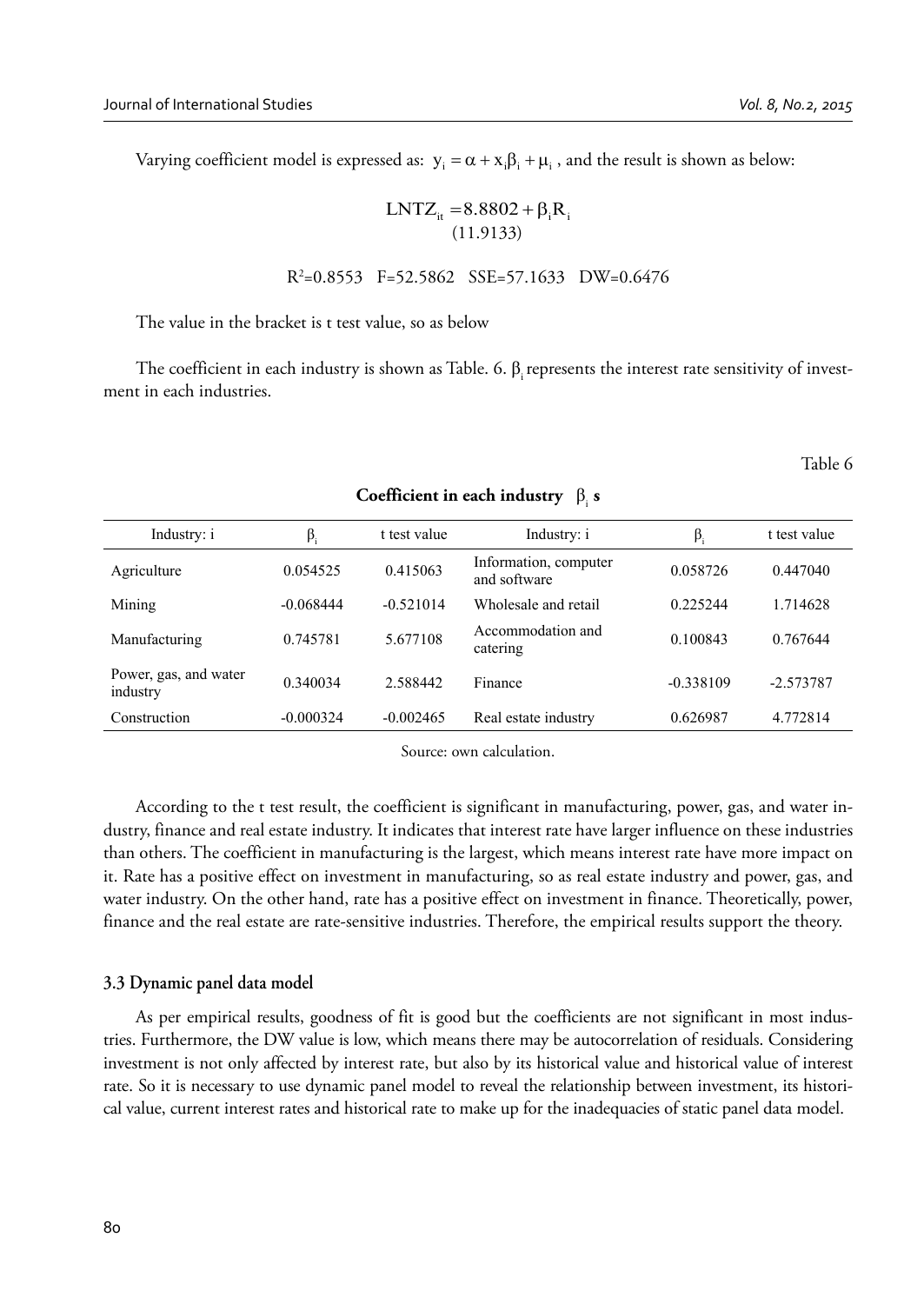Varying coefficient model is expressed as: $y_i = \alpha + x_i\beta_i + \mu_i$ , and the result is shown as below:

$$LNTZ_{it} = \underset{(11.9133)}{8.8802} + \beta_i R_i$$

$R^2$=0.8553 F=52.5862 SSE=57.1633 DW=0.6476

The value in the bracket is t test value, so as below

The coefficient in each industry is shown as Table. 6. $\beta_i$ represents the interest rate sensitivity of investment in each industries.

Table 6

**Coefficient in each industry $\beta_i$ s**

| Industry: i | $\beta_i$ | t test value | Industry: i | $\beta_i$ | t test value |
|---|---|---|---|---|---|
| Agriculture | 0.054525 | 0.415063 | Information, computer and software | 0.058726 | 0.447040 |
| Mining | -0.068444 | -0.521014 | Wholesale and retail | 0.225244 | 1.714628 |
| Manufacturing | 0.745781 | 5.677108 | Accommodation and catering | 0.100843 | 0.767644 |
| Power, gas, and water industry | 0.340034 | 2.588442 | Finance | -0.338109 | -2.573787 |
| Construction | -0.000324 | -0.002465 | Real estate industry | 0.626987 | 4.772814 |

Source: own calculation.

According to the t test result, the coefficient is significant in manufacturing, power, gas, and water industry, finance and real estate industry. It indicates that interest rate have larger influence on these industries than others. The coefficient in manufacturing is the largest, which means interest rate have more impact on it. Rate has a positive effect on investment in manufacturing, so as real estate industry and power, gas, and water industry. On the other hand, rate has a positive effect on investment in finance. Theoretically, power, finance and the real estate are rate-sensitive industries. Therefore, the empirical results support the theory.

### 3.3 Dynamic panel data model

As per empirical results, goodness of fit is good but the coefficients are not significant in most industries. Furthermore, the DW value is low, which means there may be autocorrelation of residuals. Considering investment is not only affected by interest rate, but also by its historical value and historical value of interest rate. So it is necessary to use dynamic panel model to reveal the relationship between investment, its historical value, current interest rates and historical rate to make up for the inadequacies of static panel data model.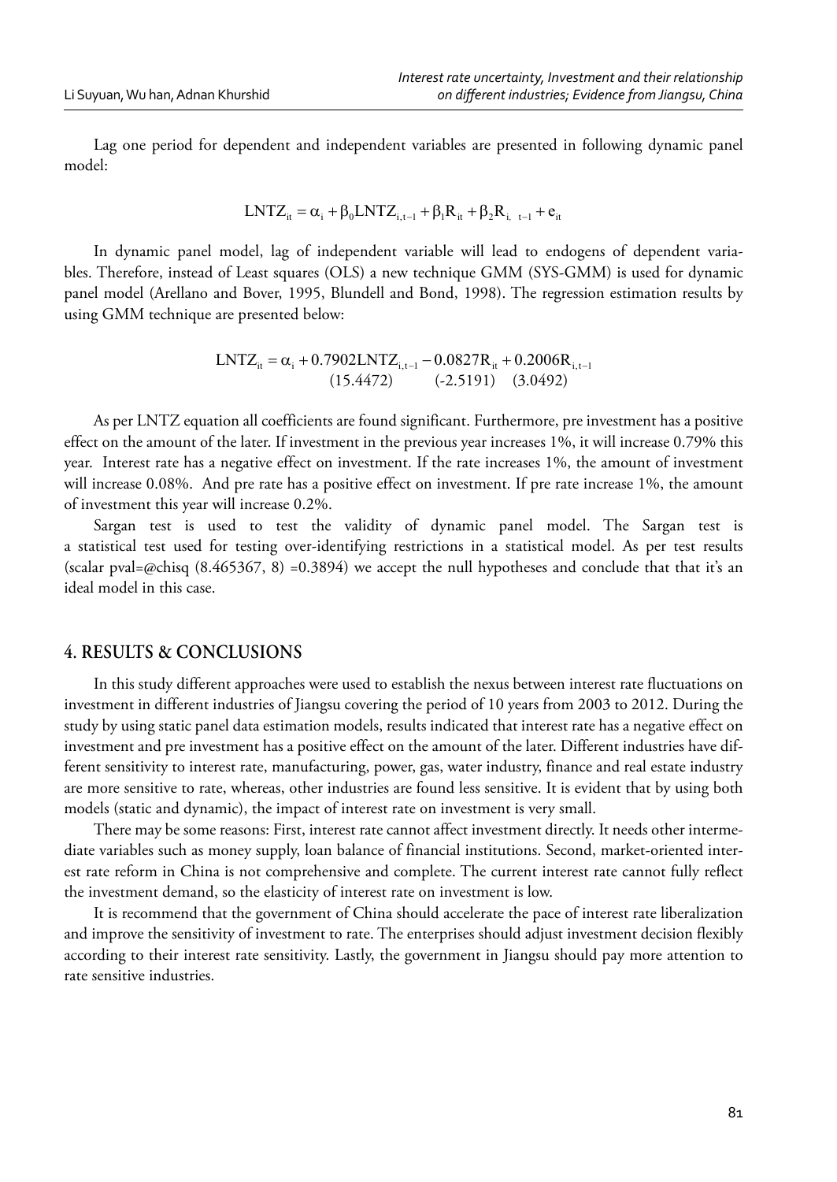Lag one period for dependent and independent variables are presented in following dynamic panel model:

$$\text{LNTZ}_{it} = \alpha_i + \beta_0 \text{LNTZ}_{i,t-1} + \beta_1 R_{it} + \beta_2 R_{i,\ t-1} + e_{it}$$

In dynamic panel model, lag of independent variable will lead to endogens of dependent variables. Therefore, instead of Least squares (OLS) a new technique GMM (SYS-GMM) is used for dynamic panel model (Arellano and Bover, 1995, Blundell and Bond, 1998). The regression estimation results by using GMM technique are presented below:

$$\text{LNTZ}_{it} = \alpha_i + \underset{(15.4472)}{0.7902\text{LNTZ}_{i,t-1}} - \underset{(-2.5191)}{0.0827 R_{it}} + \underset{(3.0492)}{0.2006 R_{i,t-1}}$$

As per LNTZ equation all coefficients are found significant. Furthermore, pre investment has a positive effect on the amount of the later. If investment in the previous year increases 1%, it will increase 0.79% this year. Interest rate has a negative effect on investment. If the rate increases 1%, the amount of investment will increase 0.08%. And pre rate has a positive effect on investment. If pre rate increase 1%, the amount of investment this year will increase 0.2%.

Sargan test is used to test the validity of dynamic panel model. The Sargan test is a statistical test used for testing over-identifying restrictions in a statistical model. As per test results (scalar pval=@chisq (8.465367, 8) =0.3894) we accept the null hypotheses and conclude that that it's an ideal model in this case.

## 4. RESULTS & CONCLUSIONS

In this study different approaches were used to establish the nexus between interest rate fluctuations on investment in different industries of Jiangsu covering the period of 10 years from 2003 to 2012. During the study by using static panel data estimation models, results indicated that interest rate has a negative effect on investment and pre investment has a positive effect on the amount of the later. Different industries have different sensitivity to interest rate, manufacturing, power, gas, water industry, finance and real estate industry are more sensitive to rate, whereas, other industries are found less sensitive. It is evident that by using both models (static and dynamic), the impact of interest rate on investment is very small.

There may be some reasons: First, interest rate cannot affect investment directly. It needs other intermediate variables such as money supply, loan balance of financial institutions. Second, market-oriented interest rate reform in China is not comprehensive and complete. The current interest rate cannot fully reflect the investment demand, so the elasticity of interest rate on investment is low.

It is recommend that the government of China should accelerate the pace of interest rate liberalization and improve the sensitivity of investment to rate. The enterprises should adjust investment decision flexibly according to their interest rate sensitivity. Lastly, the government in Jiangsu should pay more attention to rate sensitive industries.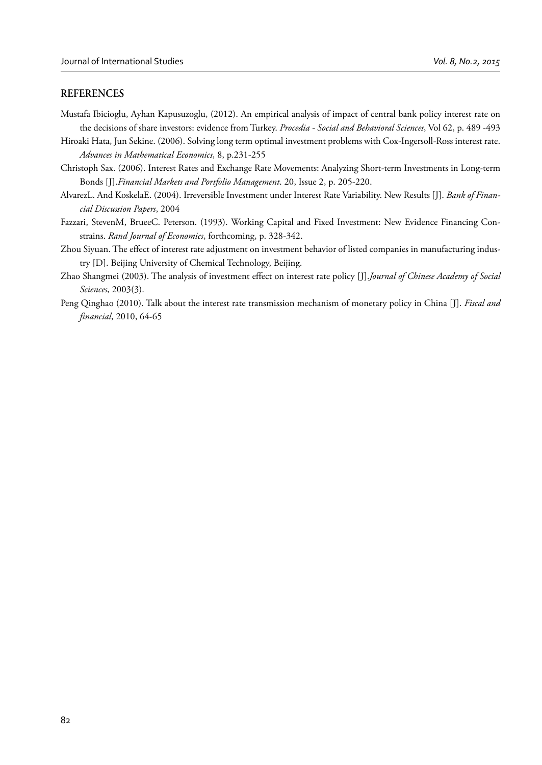## REFERENCES

Mustafa Ibicioglu, Ayhan Kapusuzoglu, (2012). An empirical analysis of impact of central bank policy interest rate on the decisions of share investors: evidence from Turkey. *Procedia - Social and Behavioral Sciences*, Vol 62, p. 489 -493

Hiroaki Hata, Jun Sekine. (2006). Solving long term optimal investment problems with Cox-Ingersoll-Ross interest rate. *Advances in Mathematical Economics*, 8, p.231-255

Christoph Sax. (2006). Interest Rates and Exchange Rate Movements: Analyzing Short-term Investments in Long-term Bonds [J].*Financial Markets and Portfolio Management*. 20, Issue 2, p. 205-220.

AlvarezL. And KoskelaE. (2004). Irreversible Investment under Interest Rate Variability. New Results [J]. *Bank of Financial Discussion Papers*, 2004

Fazzari, StevenM, BrueeC. Peterson. (1993). Working Capital and Fixed Investment: New Evidence Financing Constrains. *Rand Journal of Economics*, forthcoming, p. 328-342.

Zhou Siyuan. The effect of interest rate adjustment on investment behavior of listed companies in manufacturing industry [D]. Beijing University of Chemical Technology, Beijing.

Zhao Shangmei (2003). The analysis of investment effect on interest rate policy [J].*Journal of Chinese Academy of Social Sciences*, 2003(3).

Peng Qinghao (2010). Talk about the interest rate transmission mechanism of monetary policy in China [J]. *Fiscal and financial*, 2010, 64-65